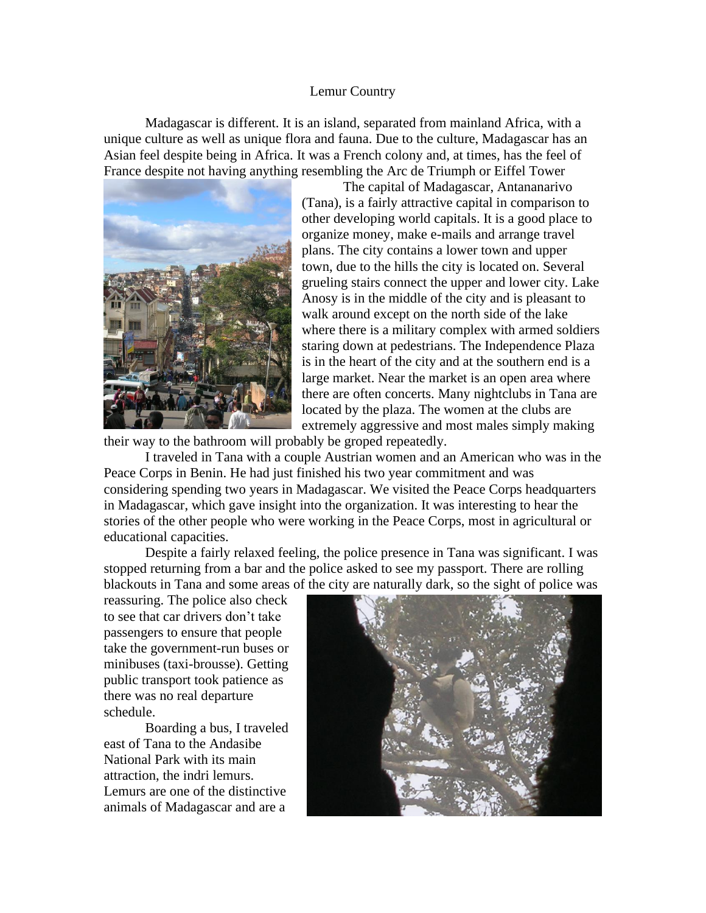# Lemur Country

Madagascar is different. It is an island, separated from mainland Africa, with a unique culture as well as unique flora and fauna. Due to the culture, Madagascar has an Asian feel despite being in Africa. It was a French colony and, at times, has the feel of France despite not having anything resembling the Arc de Triumph or Eiffel Tower

The capital of Madagascar, Antananarivo (Tana), is a fairly attractive capital in comparison to other developing world capitals. It is a good place to organize money, make e-mails and arrange travel plans. The city contains a lower town and upper town, due to the hills the city is located on. Several grueling stairs connect the upper and lower city. Lake Anosy is in the middle of the city and is pleasant to walk around except on the north side of the lake where there is a military complex with armed soldiers staring down at pedestrians. The Independence Plaza is in the heart of the city and at the southern end is a large market. Near the market is an open area where there are often concerts. Many nightclubs in Tana are located by the plaza. The women at the clubs are extremely aggressive and most males simply making their way to the bathroom will probably be groped repeatedly.

I traveled in Tana with a couple Austrian women and an American who was in the Peace Corps in Benin. He had just finished his two year commitment and was considering spending two years in Madagascar. We visited the Peace Corps headquarters in Madagascar, which gave insight into the organization. It was interesting to hear the stories of the other people who were working in the Peace Corps, most in agricultural or educational capacities.

Despite a fairly relaxed feeling, the police presence in Tana was significant. I was stopped returning from a bar and the police asked to see my passport. There are rolling blackouts in Tana and some areas of the city are naturally dark, so the sight of police was reassuring. The police also check to see that car drivers don't take passengers to ensure that people take the government-run buses or minibuses (taxi-brousse). Getting public transport took patience as there was no real departure schedule.

Boarding a bus, I traveled east of Tana to the Andasibe National Park with its main attraction, the indri lemurs. Lemurs are one of the distinctive animals of Madagascar and are a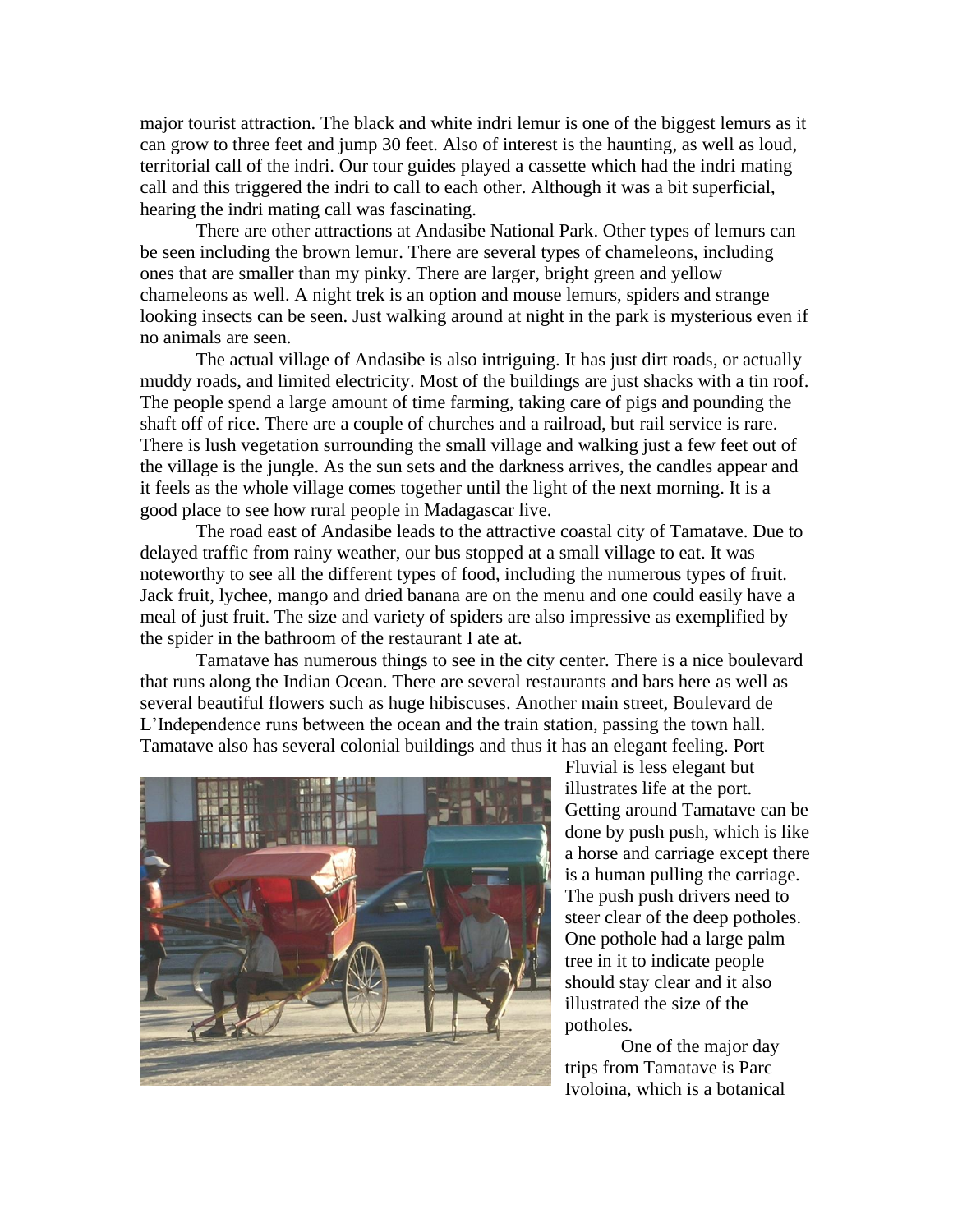major tourist attraction. The black and white indri lemur is one of the biggest lemurs as it can grow to three feet and jump 30 feet. Also of interest is the haunting, as well as loud, territorial call of the indri. Our tour guides played a cassette which had the indri mating call and this triggered the indri to call to each other. Although it was a bit superficial, hearing the indri mating call was fascinating.

There are other attractions at Andasibe National Park. Other types of lemurs can be seen including the brown lemur. There are several types of chameleons, including ones that are smaller than my pinky. There are larger, bright green and yellow chameleons as well. A night trek is an option and mouse lemurs, spiders and strange looking insects can be seen. Just walking around at night in the park is mysterious even if no animals are seen.

The actual village of Andasibe is also intriguing. It has just dirt roads, or actually muddy roads, and limited electricity. Most of the buildings are just shacks with a tin roof. The people spend a large amount of time farming, taking care of pigs and pounding the shaft off of rice. There are a couple of churches and a railroad, but rail service is rare. There is lush vegetation surrounding the small village and walking just a few feet out of the village is the jungle. As the sun sets and the darkness arrives, the candles appear and it feels as the whole village comes together until the light of the next morning. It is a good place to see how rural people in Madagascar live.

The road east of Andasibe leads to the attractive coastal city of Tamatave. Due to delayed traffic from rainy weather, our bus stopped at a small village to eat. It was noteworthy to see all the different types of food, including the numerous types of fruit. Jack fruit, lychee, mango and dried banana are on the menu and one could easily have a meal of just fruit. The size and variety of spiders are also impressive as exemplified by the spider in the bathroom of the restaurant I ate at.

Tamatave has numerous things to see in the city center. There is a nice boulevard that runs along the Indian Ocean. There are several restaurants and bars here as well as several beautiful flowers such as huge hibiscuses. Another main street, Boulevard de L'Independence runs between the ocean and the train station, passing the town hall. Tamatave also has several colonial buildings and thus it has an elegant feeling. Port Fluvial is less elegant but illustrates life at the port. Getting around Tamatave can be done by push push, which is like a horse and carriage except there is a human pulling the carriage. The push push drivers need to steer clear of the deep potholes. One pothole had a large palm tree in it to indicate people should stay clear and it also illustrated the size of the potholes.

One of the major day trips from Tamatave is Parc Ivoloina, which is a botanical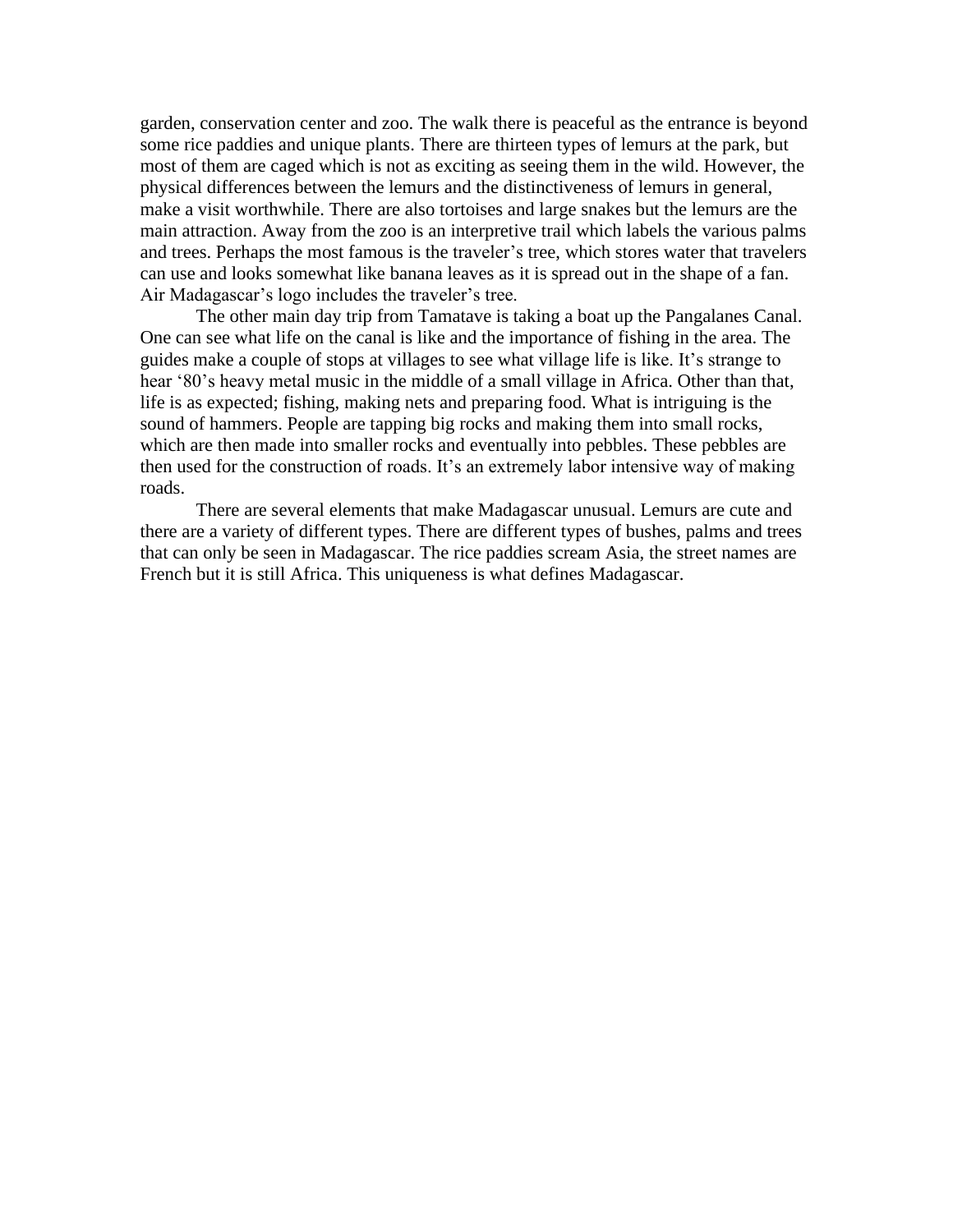garden, conservation center and zoo. The walk there is peaceful as the entrance is beyond some rice paddies and unique plants. There are thirteen types of lemurs at the park, but most of them are caged which is not as exciting as seeing them in the wild. However, the physical differences between the lemurs and the distinctiveness of lemurs in general, make a visit worthwhile. There are also tortoises and large snakes but the lemurs are the main attraction. Away from the zoo is an interpretive trail which labels the various palms and trees. Perhaps the most famous is the traveler's tree, which stores water that travelers can use and looks somewhat like banana leaves as it is spread out in the shape of a fan. Air Madagascar's logo includes the traveler's tree.

The other main day trip from Tamatave is taking a boat up the Pangalanes Canal. One can see what life on the canal is like and the importance of fishing in the area. The guides make a couple of stops at villages to see what village life is like. It's strange to hear '80's heavy metal music in the middle of a small village in Africa. Other than that, life is as expected; fishing, making nets and preparing food. What is intriguing is the sound of hammers. People are tapping big rocks and making them into small rocks, which are then made into smaller rocks and eventually into pebbles. These pebbles are then used for the construction of roads. It's an extremely labor intensive way of making roads.

There are several elements that make Madagascar unusual. Lemurs are cute and there are a variety of different types. There are different types of bushes, palms and trees that can only be seen in Madagascar. The rice paddies scream Asia, the street names are French but it is still Africa. This uniqueness is what defines Madagascar.